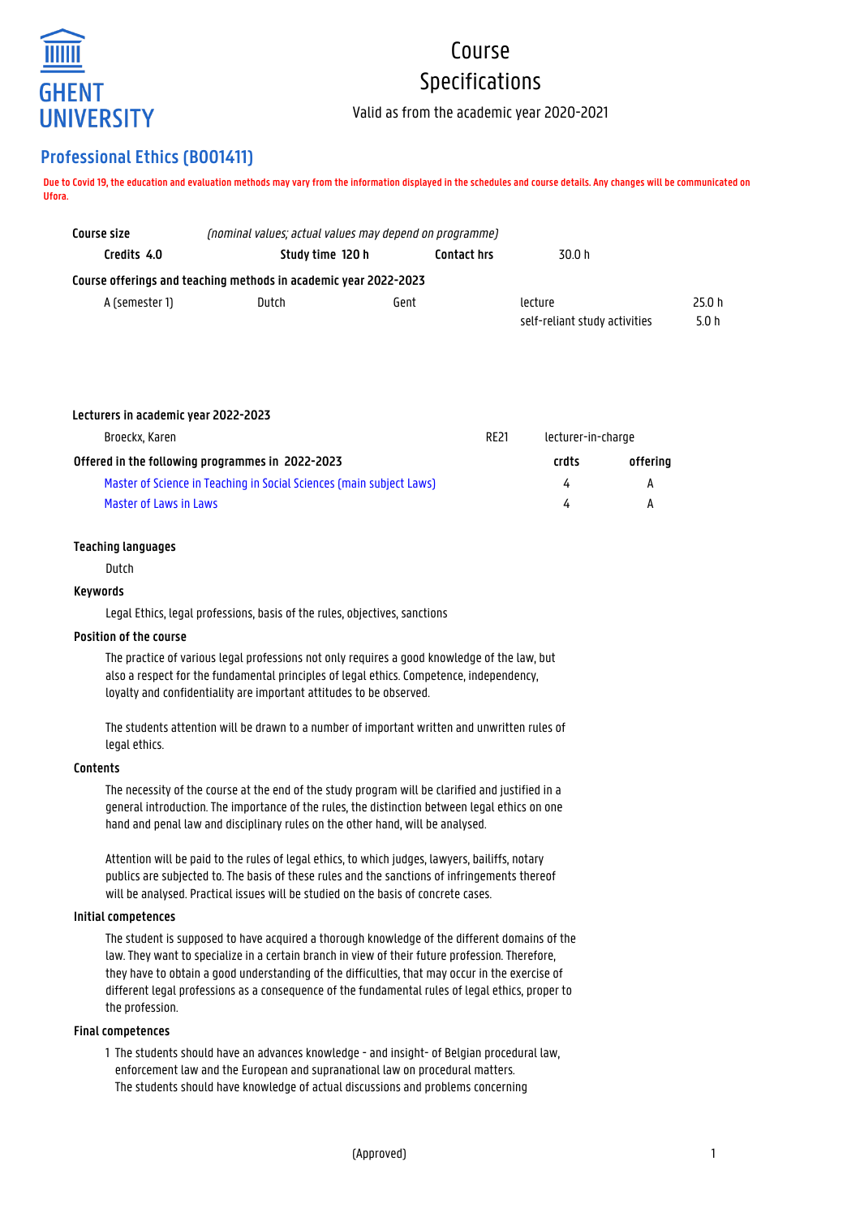GHENT UNIVERSITY

# Course Specifications

Valid as from the academic year 2020-2021

## Professional Ethics (B001411)

**Due to Covid 19, the education and evaluation methods may vary from the information displayed in the schedules and course details. Any changes will be communicated on Ufora.**

**Course size** *(nominal values; actual values may depend on programme)*

| **Credits 4.0** | **Study time 120 h** | **Contact hrs** | 30.0 h |
|---|---|---|---|

**Course offerings and teaching methods in academic year 2022-2023**

| | | | | |
|---|---|---|---|---|
| A (semester 1) | Dutch | Gent | lecture | 25.0 h |
| | | | self-reliant study activities | 5.0 h |

**Lecturers in academic year 2022-2023**

| | | |
|---|---|---|
| Broeckx, Karen | RE21 | lecturer-in-charge |

| **Offered in the following programmes in 2022-2023** | **crdts** | **offering** |
|---|---|---|
| Master of Science in Teaching in Social Sciences (main subject Laws) | 4 | A |
| Master of Laws in Laws | 4 | A |

**Teaching languages**

Dutch

**Keywords**

Legal Ethics, legal professions, basis of the rules, objectives, sanctions

**Position of the course**

The practice of various legal professions not only requires a good knowledge of the law, but also a respect for the fundamental principles of legal ethics. Competence, independency, loyalty and confidentiality are important attitudes to be observed.

The students attention will be drawn to a number of important written and unwritten rules of legal ethics.

**Contents**

The necessity of the course at the end of the study program will be clarified and justified in a general introduction. The importance of the rules, the distinction between legal ethics on one hand and penal law and disciplinary rules on the other hand, will be analysed.

Attention will be paid to the rules of legal ethics, to which judges, lawyers, bailiffs, notary publics are subjected to. The basis of these rules and the sanctions of infringements thereof will be analysed. Practical issues will be studied on the basis of concrete cases.

**Initial competences**

The student is supposed to have acquired a thorough knowledge of the different domains of the law. They want to specialize in a certain branch in view of their future profession. Therefore, they have to obtain a good understanding of the difficulties, that may occur in the exercise of different legal professions as a consequence of the fundamental rules of legal ethics, proper to the profession.

**Final competences**

1 The students should have an advances knowledge - and insight- of Belgian procedural law, enforcement law and the European and supranational law on procedural matters.
The students should have knowledge of actual discussions and problems concerning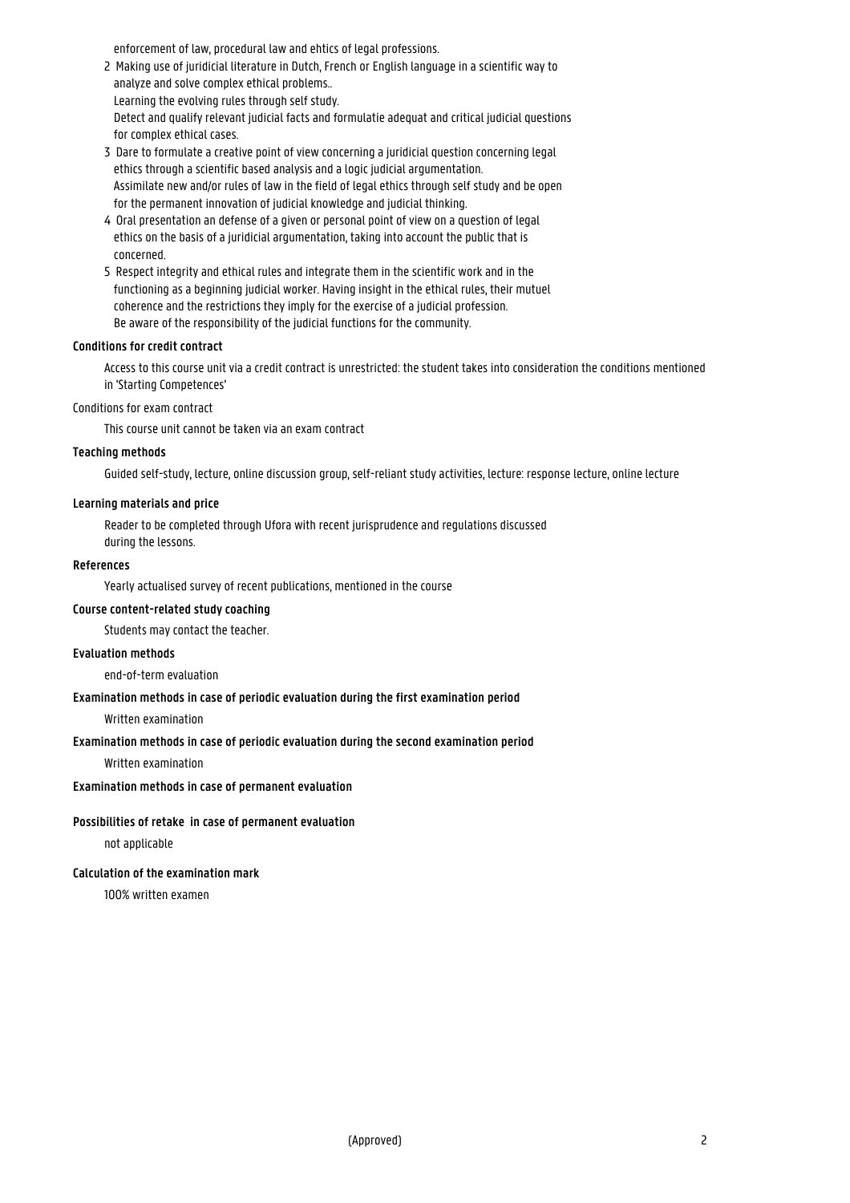enforcement of law, procedural law and ehtics of legal professions.

2 Making use of juridicial literature in Dutch, French or English language in a scientific way to analyze and solve complex ethical problems..
Learning the evolving rules through self study.
Detect and qualify relevant judicial facts and formulatie adequat and critical judicial questions for complex ethical cases.

3 Dare to formulate a creative point of view concerning a juridicial question concerning legal ethics through a scientific based analysis and a logic judicial argumentation.
Assimilate new and/or rules of law in the field of legal ethics through self study and be open for the permanent innovation of judicial knowledge and judicial thinking.

4 Oral presentation an defense of a given or personal point of view on a question of legal ethics on the basis of a juridicial argumentation, taking into account the public that is concerned.

5 Respect integrity and ethical rules and integrate them in the scientific work and in the functioning as a beginning judicial worker. Having insight in the ethical rules, their mutuel coherence and the restrictions they imply for the exercise of a judicial profession.
Be aware of the responsibility of the judicial functions for the community.

**Conditions for credit contract**

Access to this course unit via a credit contract is unrestricted: the student takes into consideration the conditions mentioned in 'Starting Competences'

Conditions for exam contract

This course unit cannot be taken via an exam contract

**Teaching methods**

Guided self-study, lecture, online discussion group, self-reliant study activities, lecture: response lecture, online lecture

**Learning materials and price**

Reader to be completed through Ufora with recent jurisprudence and regulations discussed during the lessons.

**References**

Yearly actualised survey of recent publications, mentioned in the course

**Course content-related study coaching**

Students may contact the teacher.

**Evaluation methods**

end-of-term evaluation

**Examination methods in case of periodic evaluation during the first examination period**

Written examination

**Examination methods in case of periodic evaluation during the second examination period**

Written examination

**Examination methods in case of permanent evaluation**

**Possibilities of retake in case of permanent evaluation**

not applicable

**Calculation of the examination mark**

100% written examen